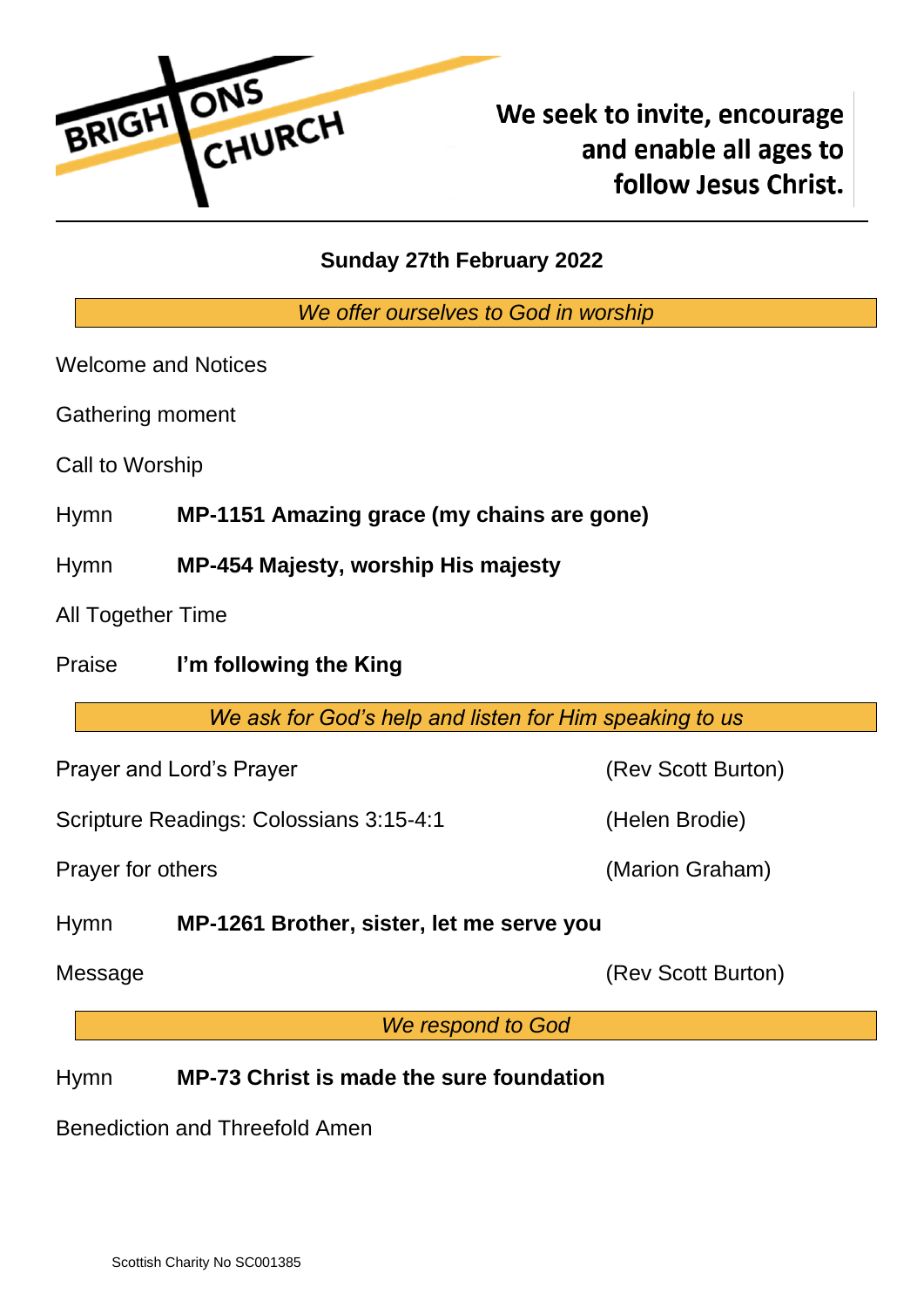BRIGHTONS CHURCH

**We seek to invite, encourage and enable all ages to follow Jesus Christ.**

**Sunday 27th February 2022**

*We offer ourselves to God in worship*

Welcome and Notices

Gathering moment

Call to Worship

Hymn **MP-1151 Amazing grace (my chains are gone)**

Hymn **MP-454 Majesty, worship His majesty**

All Together Time

Praise **I'm following the King**

*We ask for God's help and listen for Him speaking to us*

Prayer and Lord's Prayer (Rev Scott Burton)

Scripture Readings: Colossians 3:15-4:1 (Helen Brodie)

Prayer for others (Marion Graham)

Hymn **MP-1261 Brother, sister, let me serve you**

Message (Rev Scott Burton)

*We respond to God*

Hymn **MP-73 Christ is made the sure foundation**

Benediction and Threefold Amen

Scottish Charity No SC001385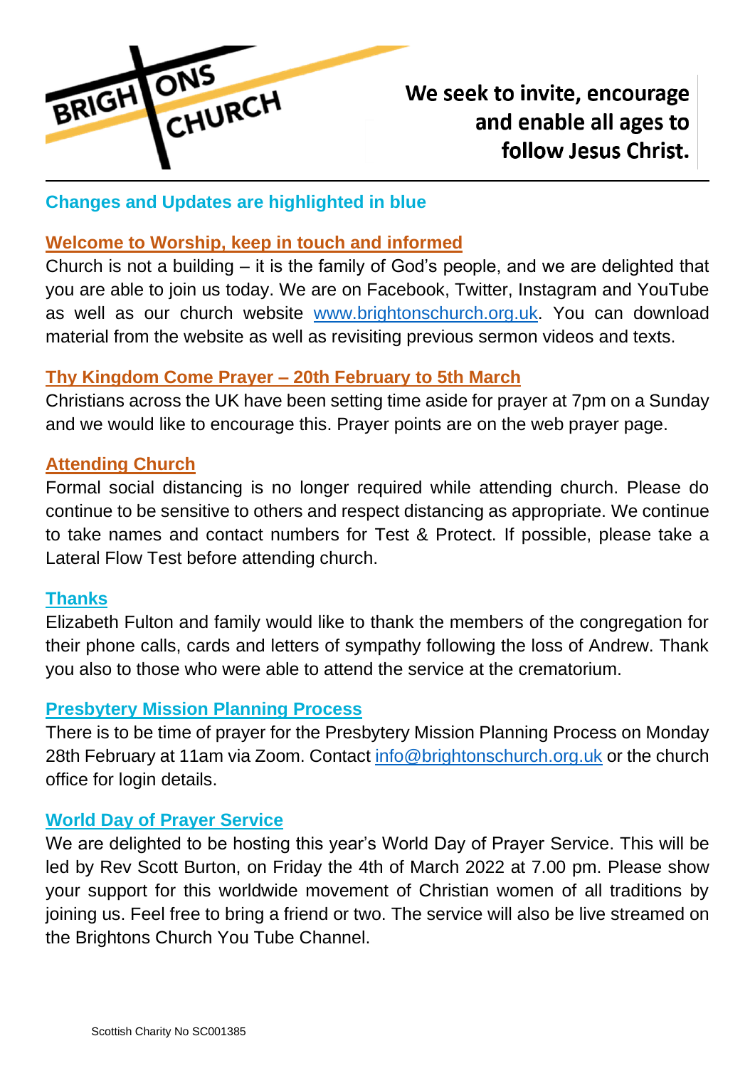BRIGHTONS CHURCH

**We seek to invite, encourage and enable all ages to follow Jesus Christ.**

---

**Changes and Updates are highlighted in blue**

## Welcome to Worship, keep in touch and informed

Church is not a building – it is the family of God's people, and we are delighted that you are able to join us today. We are on Facebook, Twitter, Instagram and YouTube as well as our church website www.brightonschurch.org.uk. You can download material from the website as well as revisiting previous sermon videos and texts.

## Thy Kingdom Come Prayer – 20th February to 5th March

Christians across the UK have been setting time aside for prayer at 7pm on a Sunday and we would like to encourage this. Prayer points are on the web prayer page.

## Attending Church

Formal social distancing is no longer required while attending church. Please do continue to be sensitive to others and respect distancing as appropriate. We continue to take names and contact numbers for Test & Protect. If possible, please take a Lateral Flow Test before attending church.

## Thanks

Elizabeth Fulton and family would like to thank the members of the congregation for their phone calls, cards and letters of sympathy following the loss of Andrew. Thank you also to those who were able to attend the service at the crematorium.

## Presbytery Mission Planning Process

There is to be time of prayer for the Presbytery Mission Planning Process on Monday 28th February at 11am via Zoom. Contact info@brightonschurch.org.uk or the church office for login details.

## World Day of Prayer Service

We are delighted to be hosting this year's World Day of Prayer Service. This will be led by Rev Scott Burton, on Friday the 4th of March 2022 at 7.00 pm. Please show your support for this worldwide movement of Christian women of all traditions by joining us. Feel free to bring a friend or two. The service will also be live streamed on the Brightons Church You Tube Channel.

Scottish Charity No SC001385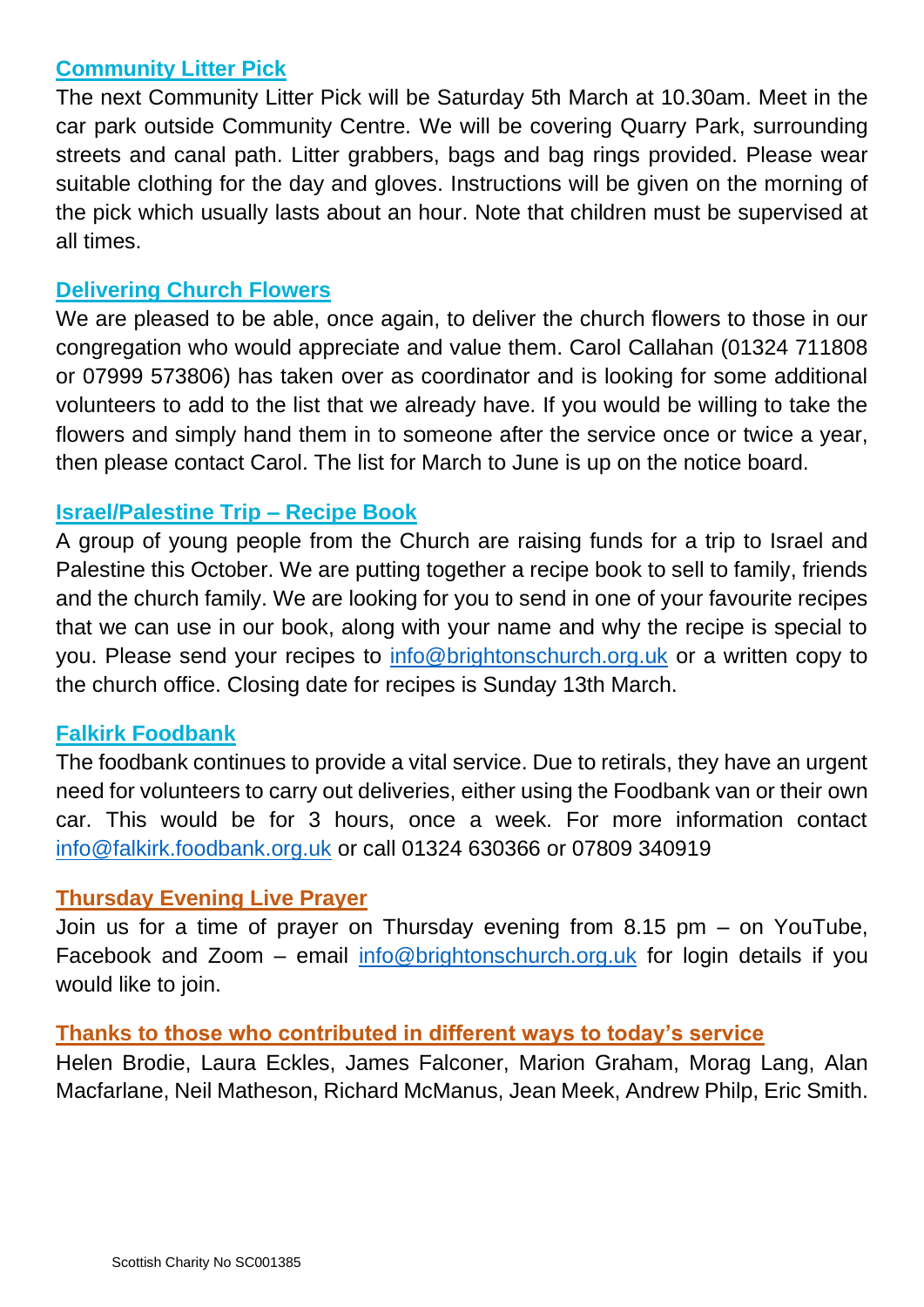## Community Litter Pick

The next Community Litter Pick will be Saturday 5th March at 10.30am. Meet in the car park outside Community Centre. We will be covering Quarry Park, surrounding streets and canal path. Litter grabbers, bags and bag rings provided. Please wear suitable clothing for the day and gloves. Instructions will be given on the morning of the pick which usually lasts about an hour. Note that children must be supervised at all times.

## Delivering Church Flowers

We are pleased to be able, once again, to deliver the church flowers to those in our congregation who would appreciate and value them. Carol Callahan (01324 711808 or 07999 573806) has taken over as coordinator and is looking for some additional volunteers to add to the list that we already have. If you would be willing to take the flowers and simply hand them in to someone after the service once or twice a year, then please contact Carol. The list for March to June is up on the notice board.

## Israel/Palestine Trip – Recipe Book

A group of young people from the Church are raising funds for a trip to Israel and Palestine this October. We are putting together a recipe book to sell to family, friends and the church family. We are looking for you to send in one of your favourite recipes that we can use in our book, along with your name and why the recipe is special to you. Please send your recipes to info@brightonschurch.org.uk or a written copy to the church office. Closing date for recipes is Sunday 13th March.

## Falkirk Foodbank

The foodbank continues to provide a vital service. Due to retirals, they have an urgent need for volunteers to carry out deliveries, either using the Foodbank van or their own car. This would be for 3 hours, once a week. For more information contact info@falkirk.foodbank.org.uk or call 01324 630366 or 07809 340919

## Thursday Evening Live Prayer

Join us for a time of prayer on Thursday evening from 8.15 pm – on YouTube, Facebook and Zoom – email info@brightonschurch.org.uk for login details if you would like to join.

## Thanks to those who contributed in different ways to today's service

Helen Brodie, Laura Eckles, James Falconer, Marion Graham, Morag Lang, Alan Macfarlane, Neil Matheson, Richard McManus, Jean Meek, Andrew Philp, Eric Smith.

Scottish Charity No SC001385